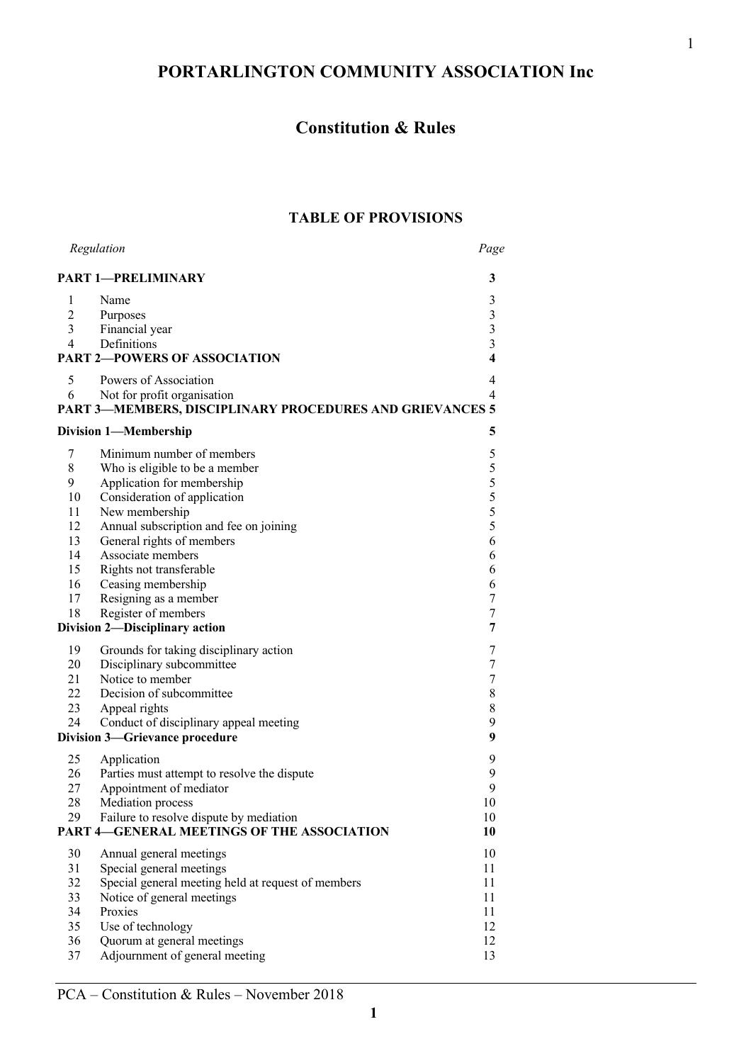# PORTARLINGTON COMMUNITY ASSOCIATION Inc

## Constitution & Rules

### TABLE OF PROVISIONS

| *Regulation* | | *Page* |
|---|---|---|
| **PART 1—PRELIMINARY** | | **3** |
| 1 | Name | 3 |
| 2 | Purposes | 3 |
| 3 | Financial year | 3 |
| 4 | Definitions | 3 |
| **PART 2—POWERS OF ASSOCIATION** | | **4** |
| 5 | Powers of Association | 4 |
| 6 | Not for profit organisation | 4 |
| **PART 3—MEMBERS, DISCIPLINARY PROCEDURES AND GRIEVANCES** | | **5** |
| **Division 1—Membership** | | **5** |
| 7 | Minimum number of members | 5 |
| 8 | Who is eligible to be a member | 5 |
| 9 | Application for membership | 5 |
| 10 | Consideration of application | 5 |
| 11 | New membership | 5 |
| 12 | Annual subscription and fee on joining | 5 |
| 13 | General rights of members | 6 |
| 14 | Associate members | 6 |
| 15 | Rights not transferable | 6 |
| 16 | Ceasing membership | 6 |
| 17 | Resigning as a member | 7 |
| 18 | Register of members | 7 |
| **Division 2—Disciplinary action** | | **7** |
| 19 | Grounds for taking disciplinary action | 7 |
| 20 | Disciplinary subcommittee | 7 |
| 21 | Notice to member | 7 |
| 22 | Decision of subcommittee | 8 |
| 23 | Appeal rights | 8 |
| 24 | Conduct of disciplinary appeal meeting | 9 |
| **Division 3—Grievance procedure** | | **9** |
| 25 | Application | 9 |
| 26 | Parties must attempt to resolve the dispute | 9 |
| 27 | Appointment of mediator | 9 |
| 28 | Mediation process | 10 |
| 29 | Failure to resolve dispute by mediation | 10 |
| **PART 4—GENERAL MEETINGS OF THE ASSOCIATION** | | **10** |
| 30 | Annual general meetings | 10 |
| 31 | Special general meetings | 11 |
| 32 | Special general meeting held at request of members | 11 |
| 33 | Notice of general meetings | 11 |
| 34 | Proxies | 11 |
| 35 | Use of technology | 12 |
| 36 | Quorum at general meetings | 12 |
| 37 | Adjournment of general meeting | 13 |

PCA – Constitution & Rules – November 2018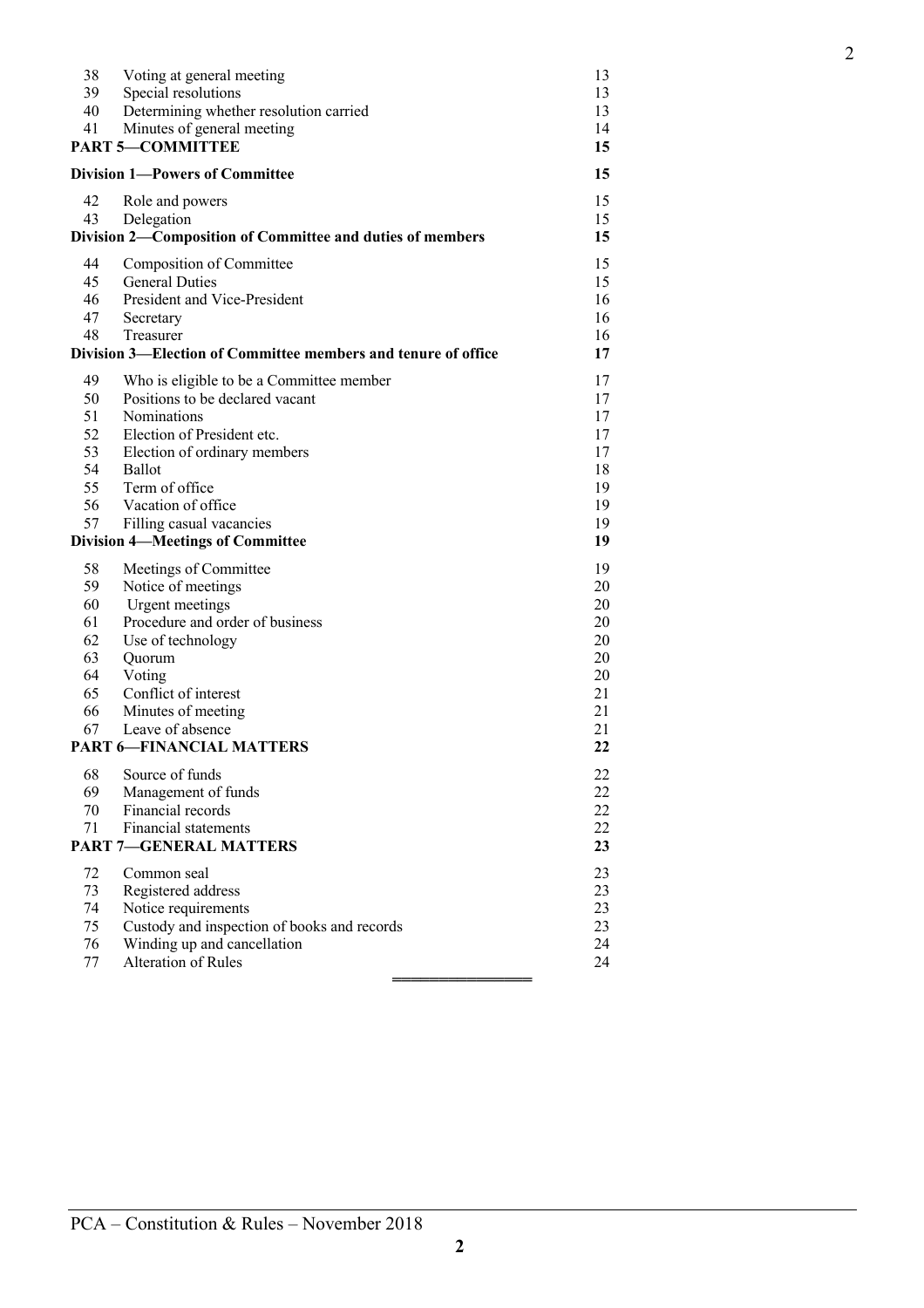| | | |
|---|---|---|
| 38 | Voting at general meeting | 13 |
| 39 | Special resolutions | 13 |
| 40 | Determining whether resolution carried | 13 |
| 41 | Minutes of general meeting | 14 |
| | **PART 5—COMMITTEE** | **15** |
| | **Division 1—Powers of Committee** | **15** |
| 42 | Role and powers | 15 |
| 43 | Delegation | 15 |
| | **Division 2—Composition of Committee and duties of members** | **15** |
| 44 | Composition of Committee | 15 |
| 45 | General Duties | 15 |
| 46 | President and Vice-President | 16 |
| 47 | Secretary | 16 |
| 48 | Treasurer | 16 |
| | **Division 3—Election of Committee members and tenure of office** | **17** |
| 49 | Who is eligible to be a Committee member | 17 |
| 50 | Positions to be declared vacant | 17 |
| 51 | Nominations | 17 |
| 52 | Election of President etc. | 17 |
| 53 | Election of ordinary members | 17 |
| 54 | Ballot | 18 |
| 55 | Term of office | 19 |
| 56 | Vacation of office | 19 |
| 57 | Filling casual vacancies | 19 |
| | **Division 4—Meetings of Committee** | **19** |
| 58 | Meetings of Committee | 19 |
| 59 | Notice of meetings | 20 |
| 60 | Urgent meetings | 20 |
| 61 | Procedure and order of business | 20 |
| 62 | Use of technology | 20 |
| 63 | Quorum | 20 |
| 64 | Voting | 20 |
| 65 | Conflict of interest | 21 |
| 66 | Minutes of meeting | 21 |
| 67 | Leave of absence | 21 |
| | **PART 6—FINANCIAL MATTERS** | **22** |
| 68 | Source of funds | 22 |
| 69 | Management of funds | 22 |
| 70 | Financial records | 22 |
| 71 | Financial statements | 22 |
| | **PART 7—GENERAL MATTERS** | **23** |
| 72 | Common seal | 23 |
| 73 | Registered address | 23 |
| 74 | Notice requirements | 23 |
| 75 | Custody and inspection of books and records | 23 |
| 76 | Winding up and cancellation | 24 |
| 77 | Alteration of Rules | 24 |

PCA – Constitution & Rules – November 2018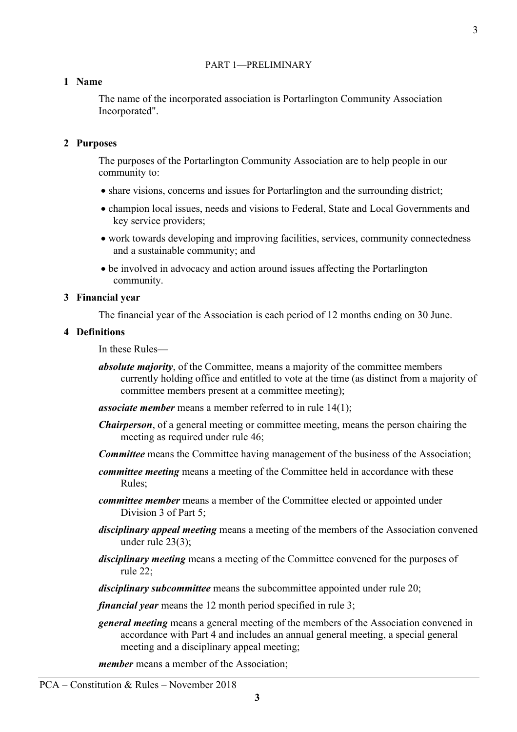PART 1—PRELIMINARY

**1 Name**

The name of the incorporated association is Portarlington Community Association Incorporated".

**2 Purposes**

The purposes of the Portarlington Community Association are to help people in our community to:

- share visions, concerns and issues for Portarlington and the surrounding district;
- champion local issues, needs and visions to Federal, State and Local Governments and key service providers;
- work towards developing and improving facilities, services, community connectedness and a sustainable community; and
- be involved in advocacy and action around issues affecting the Portarlington community.

**3 Financial year**

The financial year of the Association is each period of 12 months ending on 30 June.

**4 Definitions**

In these Rules—

***absolute majority***, of the Committee, means a majority of the committee members currently holding office and entitled to vote at the time (as distinct from a majority of committee members present at a committee meeting);

***associate member*** means a member referred to in rule 14(1);

***Chairperson***, of a general meeting or committee meeting, means the person chairing the meeting as required under rule 46;

***Committee*** means the Committee having management of the business of the Association;

***committee meeting*** means a meeting of the Committee held in accordance with these Rules;

***committee member*** means a member of the Committee elected or appointed under Division 3 of Part 5;

***disciplinary appeal meeting*** means a meeting of the members of the Association convened under rule 23(3);

***disciplinary meeting*** means a meeting of the Committee convened for the purposes of rule 22;

***disciplinary subcommittee*** means the subcommittee appointed under rule 20;

***financial year*** means the 12 month period specified in rule 3;

***general meeting*** means a general meeting of the members of the Association convened in accordance with Part 4 and includes an annual general meeting, a special general meeting and a disciplinary appeal meeting;

***member*** means a member of the Association;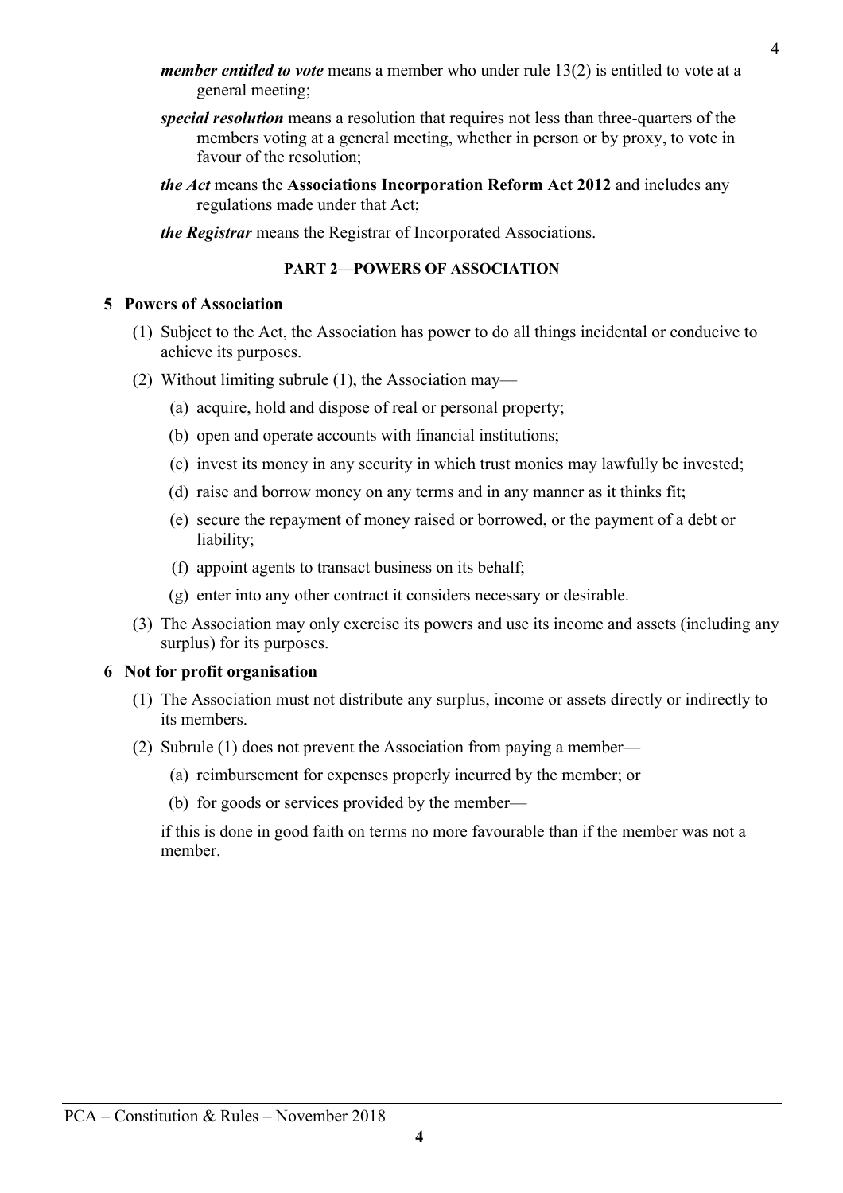***member entitled to vote*** means a member who under rule 13(2) is entitled to vote at a general meeting;

***special resolution*** means a resolution that requires not less than three-quarters of the members voting at a general meeting, whether in person or by proxy, to vote in favour of the resolution;

***the Act*** means the **Associations Incorporation Reform Act 2012** and includes any regulations made under that Act;

***the Registrar*** means the Registrar of Incorporated Associations.

## PART 2—POWERS OF ASSOCIATION

### 5 Powers of Association

(1) Subject to the Act, the Association has power to do all things incidental or conducive to achieve its purposes.

(2) Without limiting subrule (1), the Association may—

- (a) acquire, hold and dispose of real or personal property;
- (b) open and operate accounts with financial institutions;
- (c) invest its money in any security in which trust monies may lawfully be invested;
- (d) raise and borrow money on any terms and in any manner as it thinks fit;
- (e) secure the repayment of money raised or borrowed, or the payment of a debt or liability;
- (f) appoint agents to transact business on its behalf;
- (g) enter into any other contract it considers necessary or desirable.

(3) The Association may only exercise its powers and use its income and assets (including any surplus) for its purposes.

### 6 Not for profit organisation

(1) The Association must not distribute any surplus, income or assets directly or indirectly to its members.

(2) Subrule (1) does not prevent the Association from paying a member—

- (a) reimbursement for expenses properly incurred by the member; or
- (b) for goods or services provided by the member—

if this is done in good faith on terms no more favourable than if the member was not a member.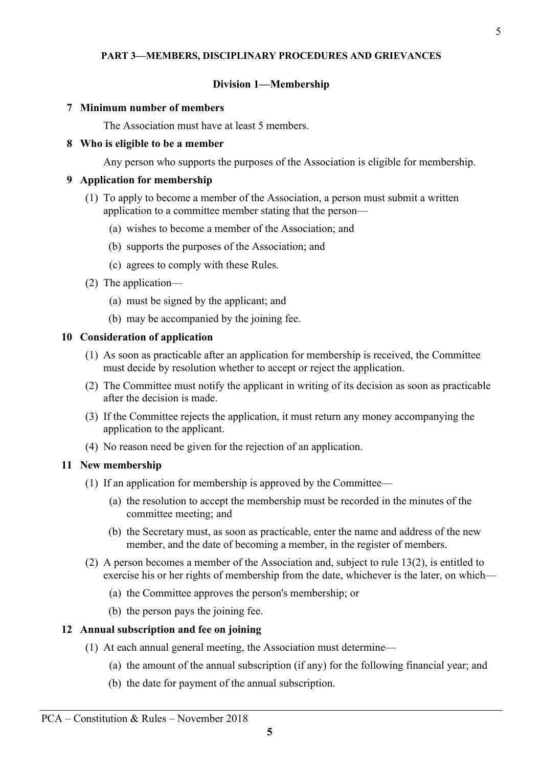## PART 3—MEMBERS, DISCIPLINARY PROCEDURES AND GRIEVANCES

### Division 1—Membership

**7 Minimum number of members**

The Association must have at least 5 members.

**8 Who is eligible to be a member**

Any person who supports the purposes of the Association is eligible for membership.

**9 Application for membership**

(1) To apply to become a member of the Association, a person must submit a written application to a committee member stating that the person—

(a) wishes to become a member of the Association; and

(b) supports the purposes of the Association; and

(c) agrees to comply with these Rules.

(2) The application—

(a) must be signed by the applicant; and

(b) may be accompanied by the joining fee.

**10 Consideration of application**

(1) As soon as practicable after an application for membership is received, the Committee must decide by resolution whether to accept or reject the application.

(2) The Committee must notify the applicant in writing of its decision as soon as practicable after the decision is made.

(3) If the Committee rejects the application, it must return any money accompanying the application to the applicant.

(4) No reason need be given for the rejection of an application.

**11 New membership**

(1) If an application for membership is approved by the Committee—

(a) the resolution to accept the membership must be recorded in the minutes of the committee meeting; and

(b) the Secretary must, as soon as practicable, enter the name and address of the new member, and the date of becoming a member, in the register of members.

(2) A person becomes a member of the Association and, subject to rule 13(2), is entitled to exercise his or her rights of membership from the date, whichever is the later, on which—

(a) the Committee approves the person's membership; or

(b) the person pays the joining fee.

**12 Annual subscription and fee on joining**

(1) At each annual general meeting, the Association must determine—

(a) the amount of the annual subscription (if any) for the following financial year; and

(b) the date for payment of the annual subscription.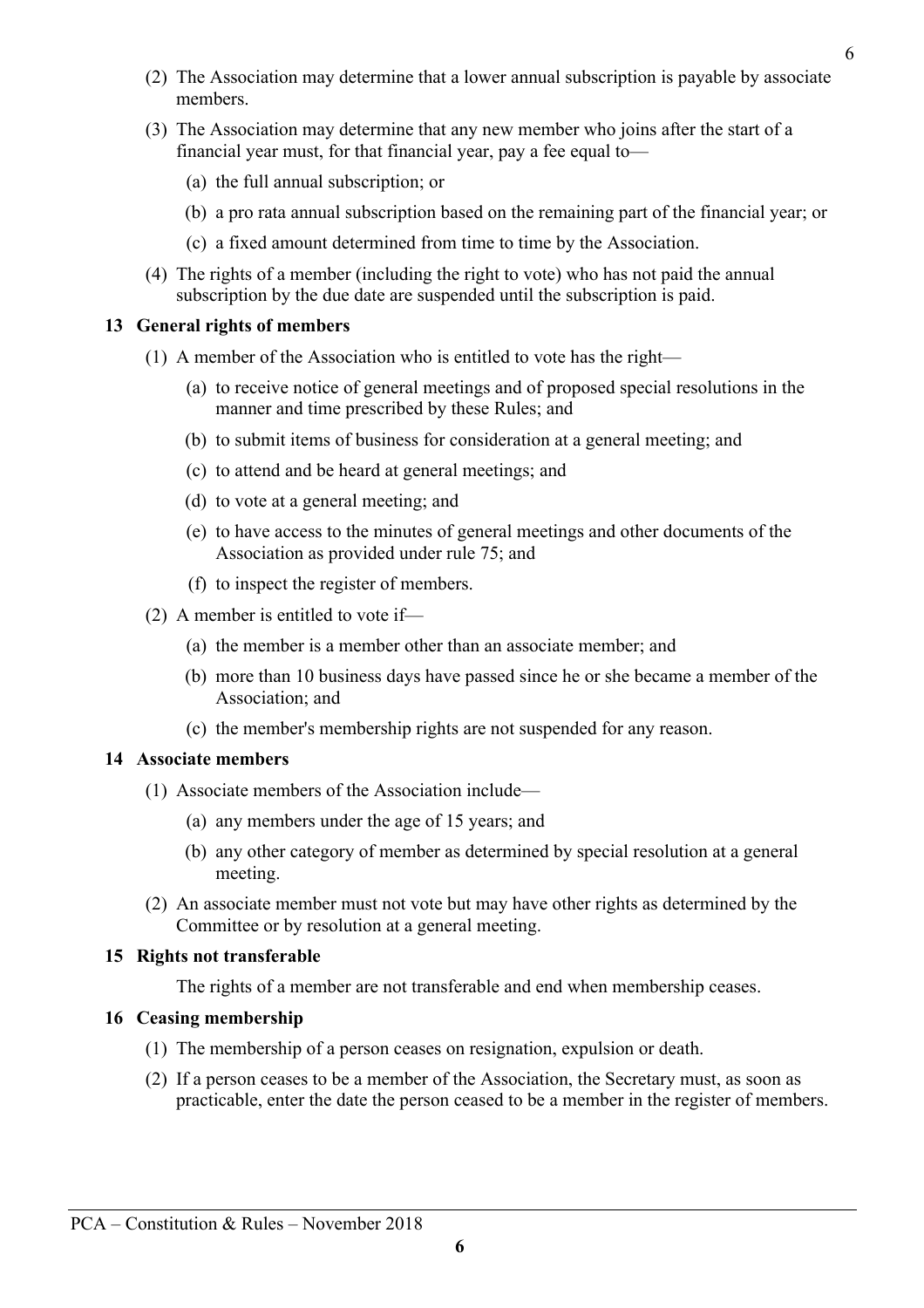(2) The Association may determine that a lower annual subscription is payable by associate members.

(3) The Association may determine that any new member who joins after the start of a financial year must, for that financial year, pay a fee equal to—

  (a) the full annual subscription; or

  (b) a pro rata annual subscription based on the remaining part of the financial year; or

  (c) a fixed amount determined from time to time by the Association.

(4) The rights of a member (including the right to vote) who has not paid the annual subscription by the due date are suspended until the subscription is paid.

**13 General rights of members**

(1) A member of the Association who is entitled to vote has the right—

  (a) to receive notice of general meetings and of proposed special resolutions in the manner and time prescribed by these Rules; and

  (b) to submit items of business for consideration at a general meeting; and

  (c) to attend and be heard at general meetings; and

  (d) to vote at a general meeting; and

  (e) to have access to the minutes of general meetings and other documents of the Association as provided under rule 75; and

  (f) to inspect the register of members.

(2) A member is entitled to vote if—

  (a) the member is a member other than an associate member; and

  (b) more than 10 business days have passed since he or she became a member of the Association; and

  (c) the member's membership rights are not suspended for any reason.

**14 Associate members**

(1) Associate members of the Association include—

  (a) any members under the age of 15 years; and

  (b) any other category of member as determined by special resolution at a general meeting.

(2) An associate member must not vote but may have other rights as determined by the Committee or by resolution at a general meeting.

**15 Rights not transferable**

The rights of a member are not transferable and end when membership ceases.

**16 Ceasing membership**

(1) The membership of a person ceases on resignation, expulsion or death.

(2) If a person ceases to be a member of the Association, the Secretary must, as soon as practicable, enter the date the person ceased to be a member in the register of members.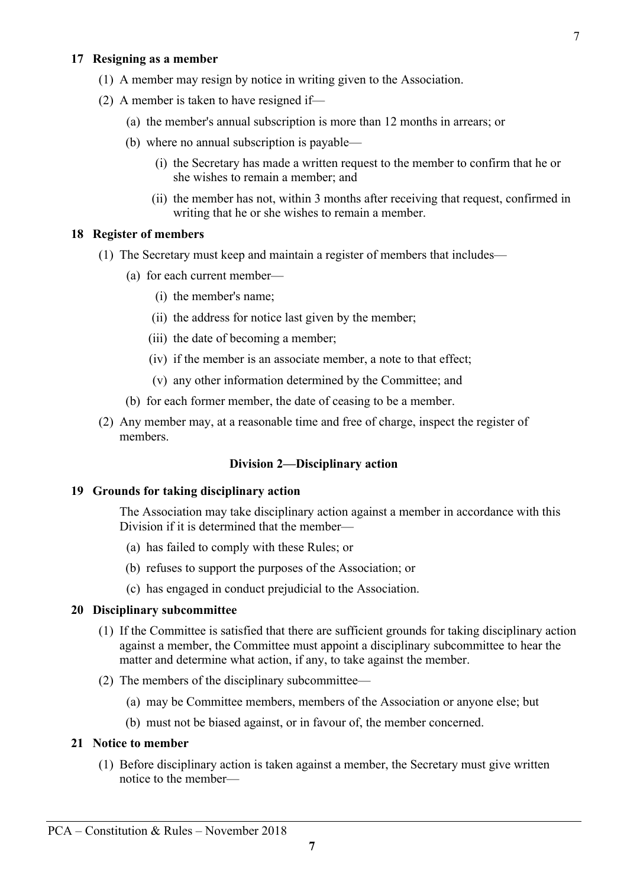**17 Resigning as a member**

(1) A member may resign by notice in writing given to the Association.

(2) A member is taken to have resigned if—

(a) the member's annual subscription is more than 12 months in arrears; or

(b) where no annual subscription is payable—

(i) the Secretary has made a written request to the member to confirm that he or she wishes to remain a member; and

(ii) the member has not, within 3 months after receiving that request, confirmed in writing that he or she wishes to remain a member.

**18 Register of members**

(1) The Secretary must keep and maintain a register of members that includes—

(a) for each current member—

(i) the member's name;

(ii) the address for notice last given by the member;

(iii) the date of becoming a member;

(iv) if the member is an associate member, a note to that effect;

(v) any other information determined by the Committee; and

(b) for each former member, the date of ceasing to be a member.

(2) Any member may, at a reasonable time and free of charge, inspect the register of members.

**Division 2—Disciplinary action**

**19 Grounds for taking disciplinary action**

The Association may take disciplinary action against a member in accordance with this Division if it is determined that the member—

(a) has failed to comply with these Rules; or

(b) refuses to support the purposes of the Association; or

(c) has engaged in conduct prejudicial to the Association.

**20 Disciplinary subcommittee**

(1) If the Committee is satisfied that there are sufficient grounds for taking disciplinary action against a member, the Committee must appoint a disciplinary subcommittee to hear the matter and determine what action, if any, to take against the member.

(2) The members of the disciplinary subcommittee—

(a) may be Committee members, members of the Association or anyone else; but

(b) must not be biased against, or in favour of, the member concerned.

**21 Notice to member**

(1) Before disciplinary action is taken against a member, the Secretary must give written notice to the member—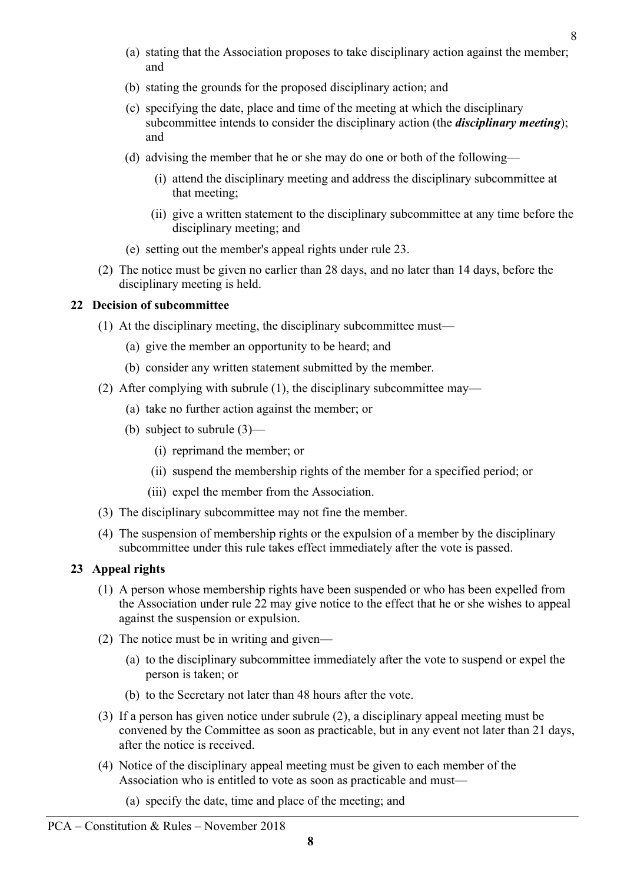(a) stating that the Association proposes to take disciplinary action against the member; and

(b) stating the grounds for the proposed disciplinary action; and

(c) specifying the date, place and time of the meeting at which the disciplinary subcommittee intends to consider the disciplinary action (the ***disciplinary meeting***); and

(d) advising the member that he or she may do one or both of the following—

(i) attend the disciplinary meeting and address the disciplinary subcommittee at that meeting;

(ii) give a written statement to the disciplinary subcommittee at any time before the disciplinary meeting; and

(e) setting out the member's appeal rights under rule 23.

(2) The notice must be given no earlier than 28 days, and no later than 14 days, before the disciplinary meeting is held.

### 22 Decision of subcommittee

(1) At the disciplinary meeting, the disciplinary subcommittee must—

(a) give the member an opportunity to be heard; and

(b) consider any written statement submitted by the member.

(2) After complying with subrule (1), the disciplinary subcommittee may—

(a) take no further action against the member; or

(b) subject to subrule (3)—

(i) reprimand the member; or

(ii) suspend the membership rights of the member for a specified period; or

(iii) expel the member from the Association.

(3) The disciplinary subcommittee may not fine the member.

(4) The suspension of membership rights or the expulsion of a member by the disciplinary subcommittee under this rule takes effect immediately after the vote is passed.

### 23 Appeal rights

(1) A person whose membership rights have been suspended or who has been expelled from the Association under rule 22 may give notice to the effect that he or she wishes to appeal against the suspension or expulsion.

(2) The notice must be in writing and given—

(a) to the disciplinary subcommittee immediately after the vote to suspend or expel the person is taken; or

(b) to the Secretary not later than 48 hours after the vote.

(3) If a person has given notice under subrule (2), a disciplinary appeal meeting must be convened by the Committee as soon as practicable, but in any event not later than 21 days, after the notice is received.

(4) Notice of the disciplinary appeal meeting must be given to each member of the Association who is entitled to vote as soon as practicable and must—

(a) specify the date, time and place of the meeting; and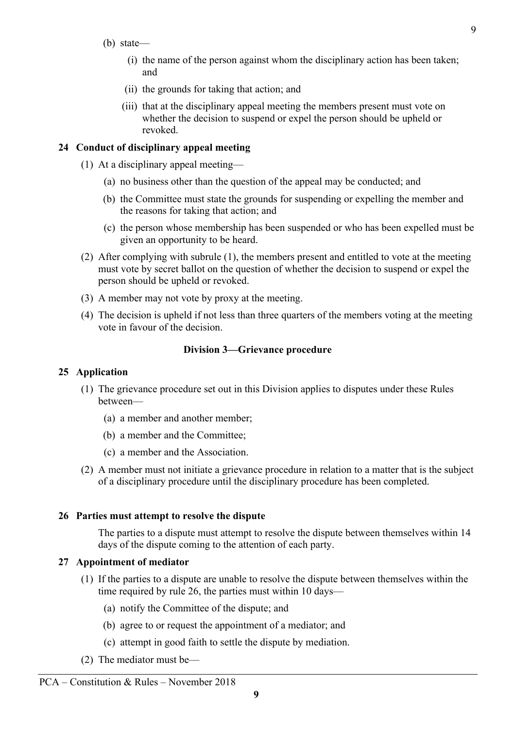(b) state—

  (i) the name of the person against whom the disciplinary action has been taken; and

  (ii) the grounds for taking that action; and

  (iii) that at the disciplinary appeal meeting the members present must vote on whether the decision to suspend or expel the person should be upheld or revoked.

**24 Conduct of disciplinary appeal meeting**

(1) At a disciplinary appeal meeting—

  (a) no business other than the question of the appeal may be conducted; and

  (b) the Committee must state the grounds for suspending or expelling the member and the reasons for taking that action; and

  (c) the person whose membership has been suspended or who has been expelled must be given an opportunity to be heard.

(2) After complying with subrule (1), the members present and entitled to vote at the meeting must vote by secret ballot on the question of whether the decision to suspend or expel the person should be upheld or revoked.

(3) A member may not vote by proxy at the meeting.

(4) The decision is upheld if not less than three quarters of the members voting at the meeting vote in favour of the decision.

### Division 3—Grievance procedure

**25 Application**

(1) The grievance procedure set out in this Division applies to disputes under these Rules between—

  (a) a member and another member;

  (b) a member and the Committee;

  (c) a member and the Association.

(2) A member must not initiate a grievance procedure in relation to a matter that is the subject of a disciplinary procedure until the disciplinary procedure has been completed.

**26 Parties must attempt to resolve the dispute**

The parties to a dispute must attempt to resolve the dispute between themselves within 14 days of the dispute coming to the attention of each party.

**27 Appointment of mediator**

(1) If the parties to a dispute are unable to resolve the dispute between themselves within the time required by rule 26, the parties must within 10 days—

  (a) notify the Committee of the dispute; and

  (b) agree to or request the appointment of a mediator; and

  (c) attempt in good faith to settle the dispute by mediation.

(2) The mediator must be—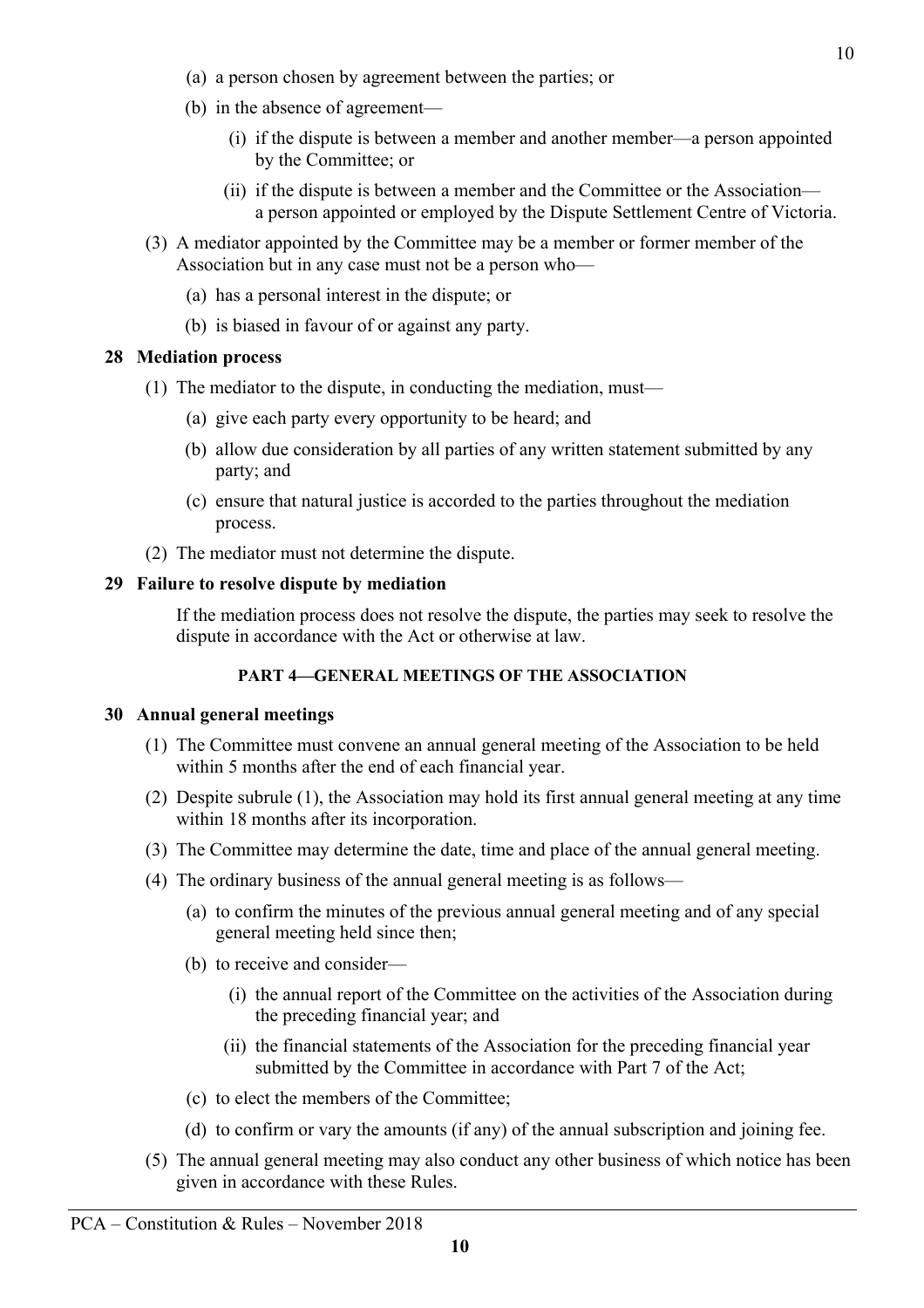(a) a person chosen by agreement between the parties; or

(b) in the absence of agreement—

(i) if the dispute is between a member and another member—a person appointed by the Committee; or

(ii) if the dispute is between a member and the Committee or the Association—a person appointed or employed by the Dispute Settlement Centre of Victoria.

(3) A mediator appointed by the Committee may be a member or former member of the Association but in any case must not be a person who—

(a) has a personal interest in the dispute; or

(b) is biased in favour of or against any party.

### 28 Mediation process

(1) The mediator to the dispute, in conducting the mediation, must—

(a) give each party every opportunity to be heard; and

(b) allow due consideration by all parties of any written statement submitted by any party; and

(c) ensure that natural justice is accorded to the parties throughout the mediation process.

(2) The mediator must not determine the dispute.

### 29 Failure to resolve dispute by mediation

If the mediation process does not resolve the dispute, the parties may seek to resolve the dispute in accordance with the Act or otherwise at law.

## PART 4—GENERAL MEETINGS OF THE ASSOCIATION

### 30 Annual general meetings

(1) The Committee must convene an annual general meeting of the Association to be held within 5 months after the end of each financial year.

(2) Despite subrule (1), the Association may hold its first annual general meeting at any time within 18 months after its incorporation.

(3) The Committee may determine the date, time and place of the annual general meeting.

(4) The ordinary business of the annual general meeting is as follows—

(a) to confirm the minutes of the previous annual general meeting and of any special general meeting held since then;

(b) to receive and consider—

(i) the annual report of the Committee on the activities of the Association during the preceding financial year; and

(ii) the financial statements of the Association for the preceding financial year submitted by the Committee in accordance with Part 7 of the Act;

(c) to elect the members of the Committee;

(d) to confirm or vary the amounts (if any) of the annual subscription and joining fee.

(5) The annual general meeting may also conduct any other business of which notice has been given in accordance with these Rules.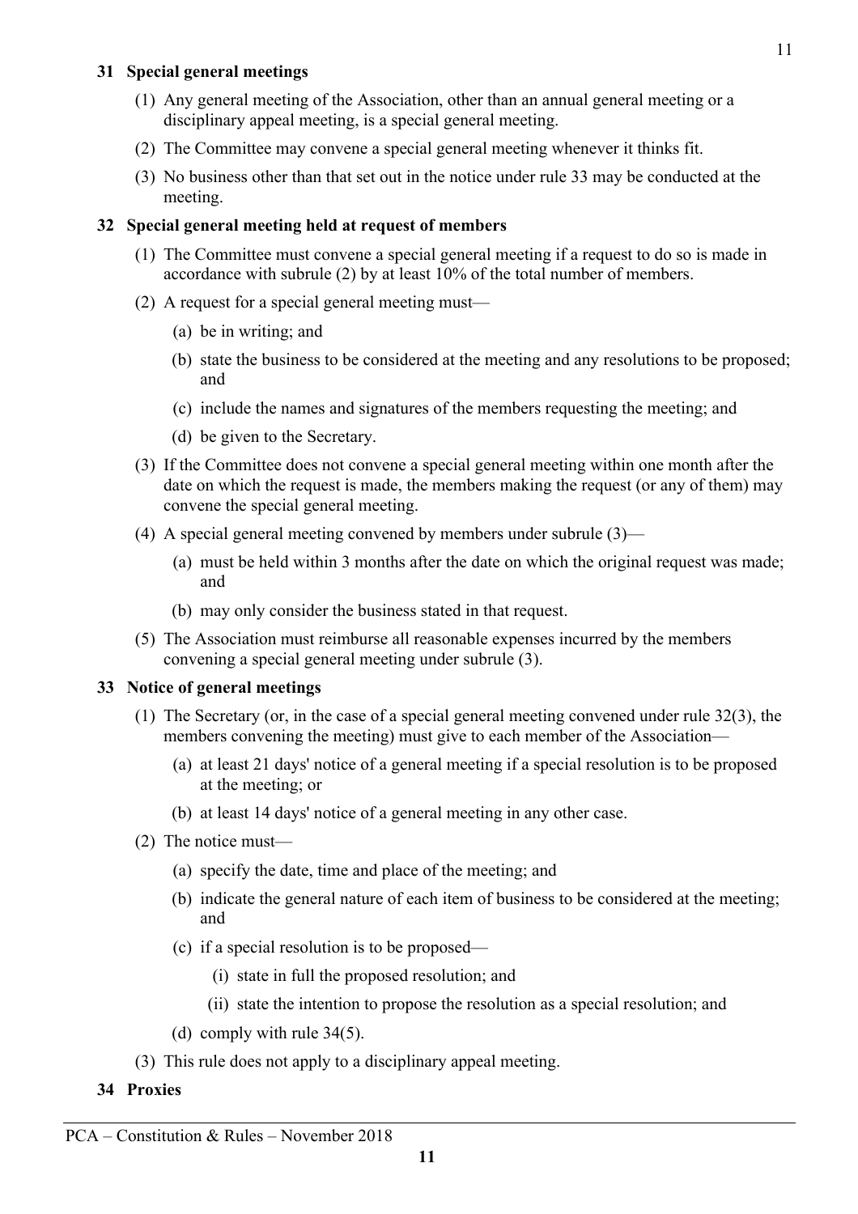**31 Special general meetings**

(1) Any general meeting of the Association, other than an annual general meeting or a disciplinary appeal meeting, is a special general meeting.

(2) The Committee may convene a special general meeting whenever it thinks fit.

(3) No business other than that set out in the notice under rule 33 may be conducted at the meeting.

**32 Special general meeting held at request of members**

(1) The Committee must convene a special general meeting if a request to do so is made in accordance with subrule (2) by at least 10% of the total number of members.

(2) A request for a special general meeting must—

(a) be in writing; and

(b) state the business to be considered at the meeting and any resolutions to be proposed; and

(c) include the names and signatures of the members requesting the meeting; and

(d) be given to the Secretary.

(3) If the Committee does not convene a special general meeting within one month after the date on which the request is made, the members making the request (or any of them) may convene the special general meeting.

(4) A special general meeting convened by members under subrule (3)—

(a) must be held within 3 months after the date on which the original request was made; and

(b) may only consider the business stated in that request.

(5) The Association must reimburse all reasonable expenses incurred by the members convening a special general meeting under subrule (3).

**33 Notice of general meetings**

(1) The Secretary (or, in the case of a special general meeting convened under rule 32(3), the members convening the meeting) must give to each member of the Association—

(a) at least 21 days' notice of a general meeting if a special resolution is to be proposed at the meeting; or

(b) at least 14 days' notice of a general meeting in any other case.

(2) The notice must—

(a) specify the date, time and place of the meeting; and

(b) indicate the general nature of each item of business to be considered at the meeting; and

(c) if a special resolution is to be proposed—

(i) state in full the proposed resolution; and

(ii) state the intention to propose the resolution as a special resolution; and

(d) comply with rule 34(5).

(3) This rule does not apply to a disciplinary appeal meeting.

**34 Proxies**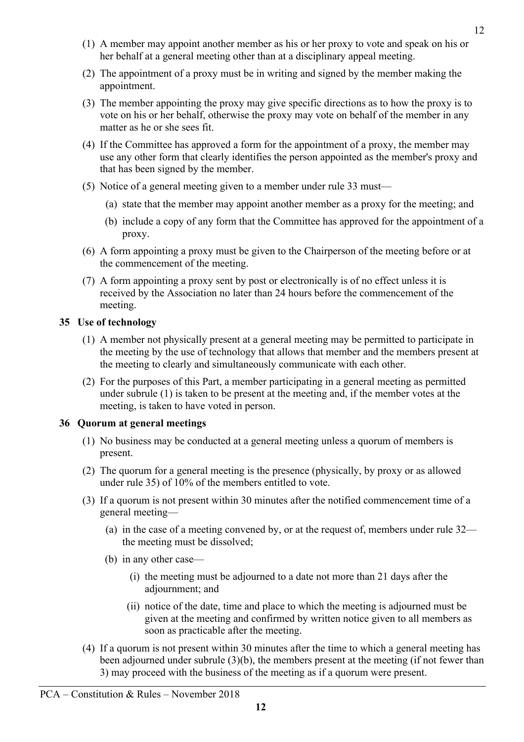(1) A member may appoint another member as his or her proxy to vote and speak on his or her behalf at a general meeting other than at a disciplinary appeal meeting.

(2) The appointment of a proxy must be in writing and signed by the member making the appointment.

(3) The member appointing the proxy may give specific directions as to how the proxy is to vote on his or her behalf, otherwise the proxy may vote on behalf of the member in any matter as he or she sees fit.

(4) If the Committee has approved a form for the appointment of a proxy, the member may use any other form that clearly identifies the person appointed as the member's proxy and that has been signed by the member.

(5) Notice of a general meeting given to a member under rule 33 must—

  (a) state that the member may appoint another member as a proxy for the meeting; and

  (b) include a copy of any form that the Committee has approved for the appointment of a proxy.

(6) A form appointing a proxy must be given to the Chairperson of the meeting before or at the commencement of the meeting.

(7) A form appointing a proxy sent by post or electronically is of no effect unless it is received by the Association no later than 24 hours before the commencement of the meeting.

**35 Use of technology**

(1) A member not physically present at a general meeting may be permitted to participate in the meeting by the use of technology that allows that member and the members present at the meeting to clearly and simultaneously communicate with each other.

(2) For the purposes of this Part, a member participating in a general meeting as permitted under subrule (1) is taken to be present at the meeting and, if the member votes at the meeting, is taken to have voted in person.

**36 Quorum at general meetings**

(1) No business may be conducted at a general meeting unless a quorum of members is present.

(2) The quorum for a general meeting is the presence (physically, by proxy or as allowed under rule 35) of 10% of the members entitled to vote.

(3) If a quorum is not present within 30 minutes after the notified commencement time of a general meeting—

  (a) in the case of a meeting convened by, or at the request of, members under rule 32—the meeting must be dissolved;

  (b) in any other case—

    (i) the meeting must be adjourned to a date not more than 21 days after the adjournment; and

    (ii) notice of the date, time and place to which the meeting is adjourned must be given at the meeting and confirmed by written notice given to all members as soon as practicable after the meeting.

(4) If a quorum is not present within 30 minutes after the time to which a general meeting has been adjourned under subrule (3)(b), the members present at the meeting (if not fewer than 3) may proceed with the business of the meeting as if a quorum were present.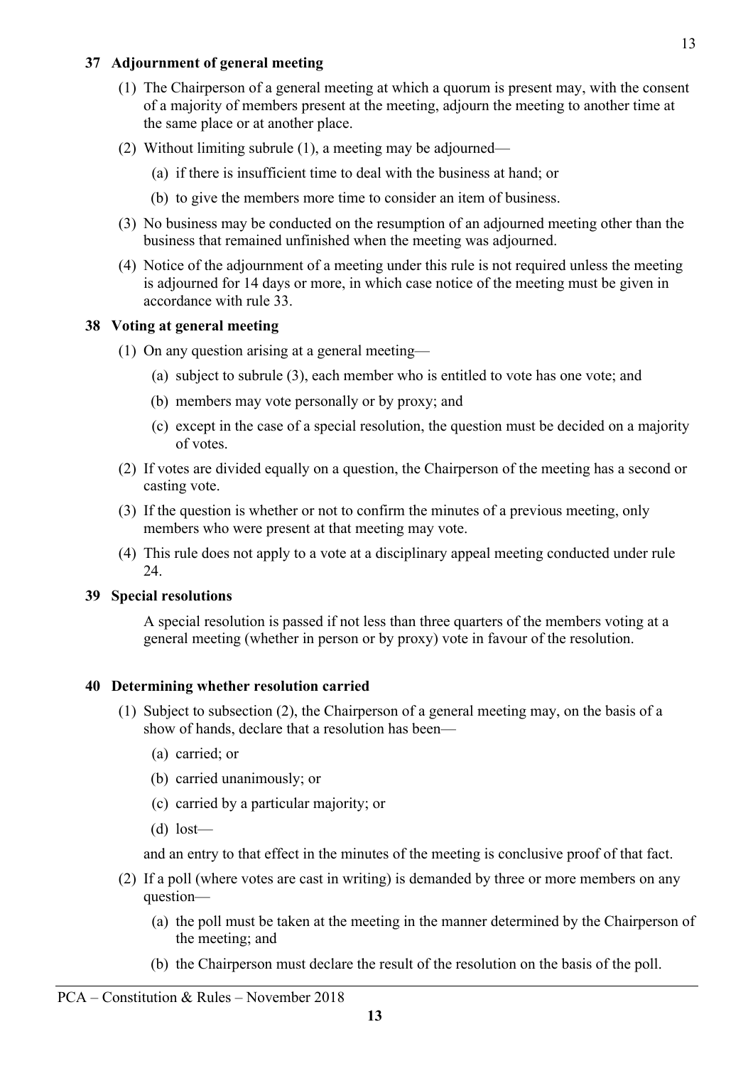### 37 Adjournment of general meeting

(1) The Chairperson of a general meeting at which a quorum is present may, with the consent of a majority of members present at the meeting, adjourn the meeting to another time at the same place or at another place.

(2) Without limiting subrule (1), a meeting may be adjourned—

(a) if there is insufficient time to deal with the business at hand; or

(b) to give the members more time to consider an item of business.

(3) No business may be conducted on the resumption of an adjourned meeting other than the business that remained unfinished when the meeting was adjourned.

(4) Notice of the adjournment of a meeting under this rule is not required unless the meeting is adjourned for 14 days or more, in which case notice of the meeting must be given in accordance with rule 33.

### 38 Voting at general meeting

(1) On any question arising at a general meeting—

(a) subject to subrule (3), each member who is entitled to vote has one vote; and

(b) members may vote personally or by proxy; and

(c) except in the case of a special resolution, the question must be decided on a majority of votes.

(2) If votes are divided equally on a question, the Chairperson of the meeting has a second or casting vote.

(3) If the question is whether or not to confirm the minutes of a previous meeting, only members who were present at that meeting may vote.

(4) This rule does not apply to a vote at a disciplinary appeal meeting conducted under rule 24.

### 39 Special resolutions

A special resolution is passed if not less than three quarters of the members voting at a general meeting (whether in person or by proxy) vote in favour of the resolution.

### 40 Determining whether resolution carried

(1) Subject to subsection (2), the Chairperson of a general meeting may, on the basis of a show of hands, declare that a resolution has been—

(a) carried; or

(b) carried unanimously; or

(c) carried by a particular majority; or

(d) lost—

and an entry to that effect in the minutes of the meeting is conclusive proof of that fact.

(2) If a poll (where votes are cast in writing) is demanded by three or more members on any question—

(a) the poll must be taken at the meeting in the manner determined by the Chairperson of the meeting; and

(b) the Chairperson must declare the result of the resolution on the basis of the poll.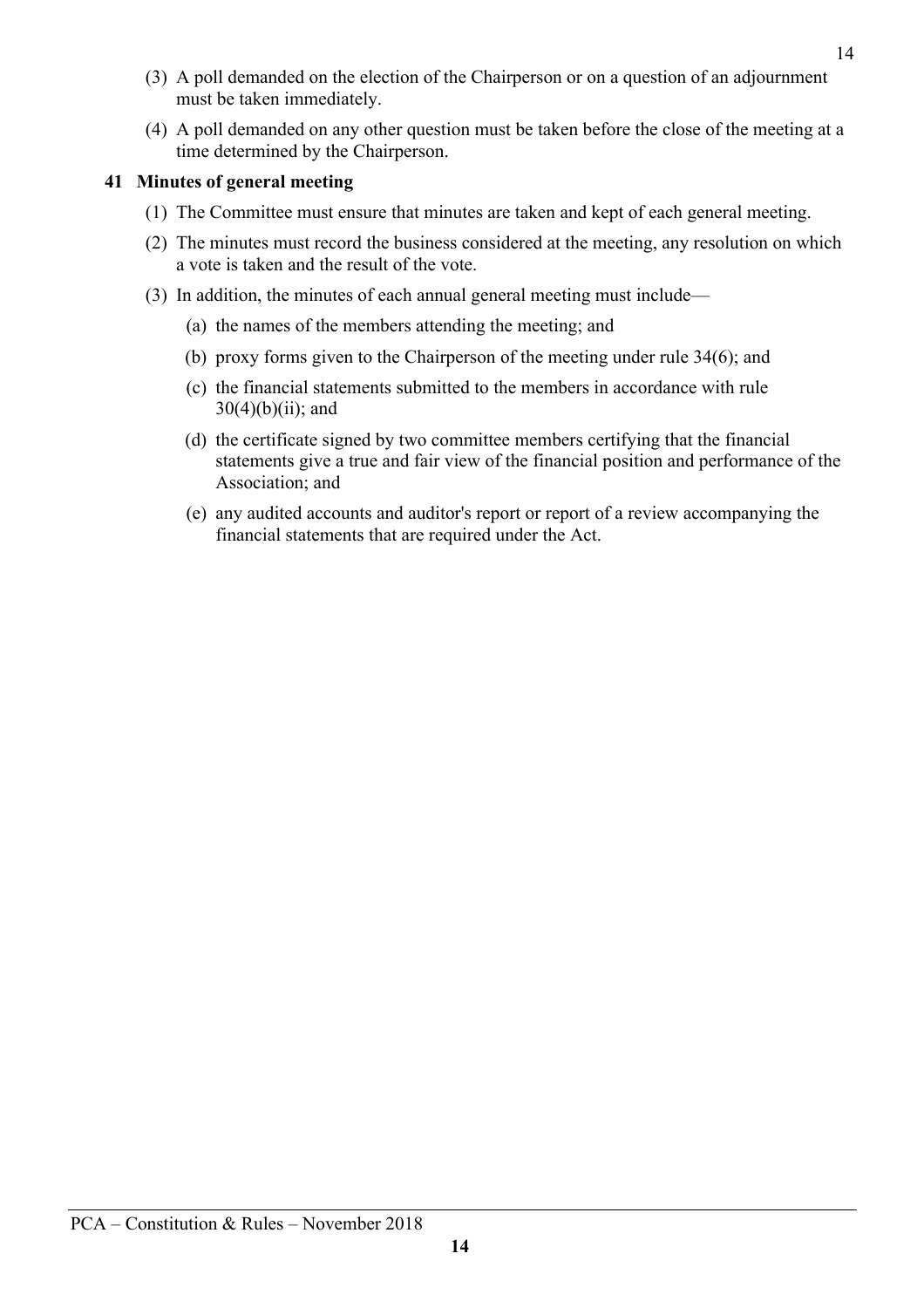(3) A poll demanded on the election of the Chairperson or on a question of an adjournment must be taken immediately.

(4) A poll demanded on any other question must be taken before the close of the meeting at a time determined by the Chairperson.

**41 Minutes of general meeting**

(1) The Committee must ensure that minutes are taken and kept of each general meeting.

(2) The minutes must record the business considered at the meeting, any resolution on which a vote is taken and the result of the vote.

(3) In addition, the minutes of each annual general meeting must include—

(a) the names of the members attending the meeting; and

(b) proxy forms given to the Chairperson of the meeting under rule 34(6); and

(c) the financial statements submitted to the members in accordance with rule 30(4)(b)(ii); and

(d) the certificate signed by two committee members certifying that the financial statements give a true and fair view of the financial position and performance of the Association; and

(e) any audited accounts and auditor's report or report of a review accompanying the financial statements that are required under the Act.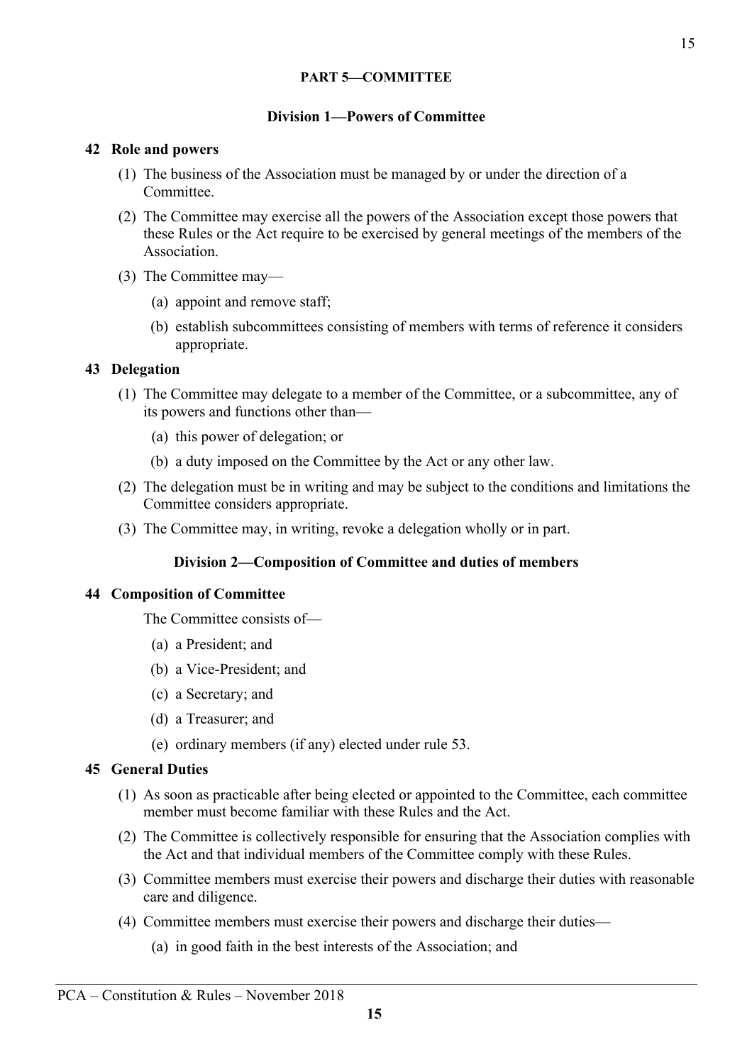## PART 5—COMMITTEE

### Division 1—Powers of Committee

**42 Role and powers**

(1) The business of the Association must be managed by or under the direction of a Committee.

(2) The Committee may exercise all the powers of the Association except those powers that these Rules or the Act require to be exercised by general meetings of the members of the Association.

(3) The Committee may—

- (a) appoint and remove staff;
- (b) establish subcommittees consisting of members with terms of reference it considers appropriate.

**43 Delegation**

(1) The Committee may delegate to a member of the Committee, or a subcommittee, any of its powers and functions other than—

- (a) this power of delegation; or
- (b) a duty imposed on the Committee by the Act or any other law.

(2) The delegation must be in writing and may be subject to the conditions and limitations the Committee considers appropriate.

(3) The Committee may, in writing, revoke a delegation wholly or in part.

### Division 2—Composition of Committee and duties of members

**44 Composition of Committee**

The Committee consists of—

- (a) a President; and
- (b) a Vice-President; and
- (c) a Secretary; and
- (d) a Treasurer; and
- (e) ordinary members (if any) elected under rule 53.

**45 General Duties**

(1) As soon as practicable after being elected or appointed to the Committee, each committee member must become familiar with these Rules and the Act.

(2) The Committee is collectively responsible for ensuring that the Association complies with the Act and that individual members of the Committee comply with these Rules.

(3) Committee members must exercise their powers and discharge their duties with reasonable care and diligence.

(4) Committee members must exercise their powers and discharge their duties—

- (a) in good faith in the best interests of the Association; and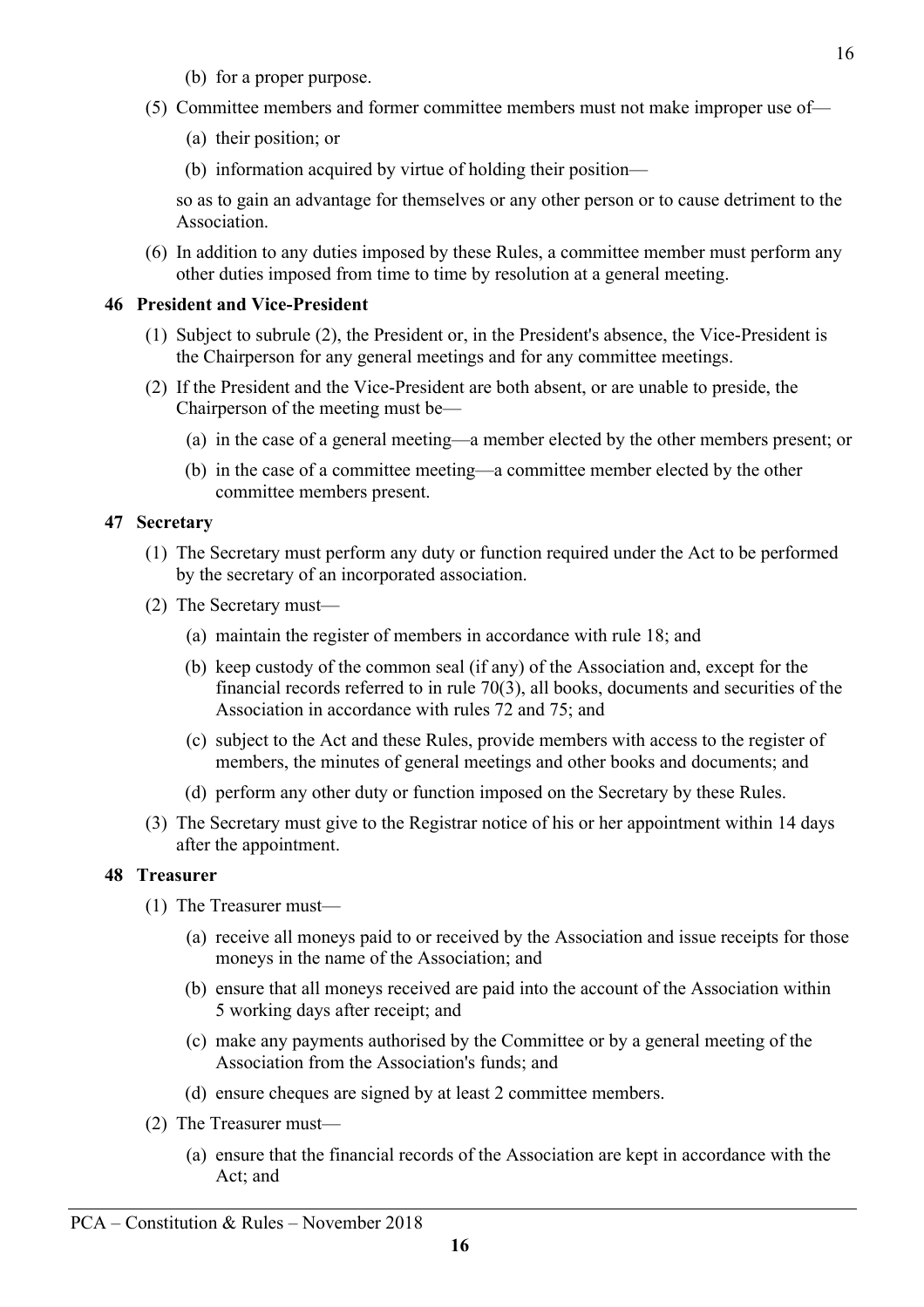(b) for a proper purpose.

(5) Committee members and former committee members must not make improper use of—

(a) their position; or

(b) information acquired by virtue of holding their position—

so as to gain an advantage for themselves or any other person or to cause detriment to the Association.

(6) In addition to any duties imposed by these Rules, a committee member must perform any other duties imposed from time to time by resolution at a general meeting.

### 46 President and Vice-President

(1) Subject to subrule (2), the President or, in the President's absence, the Vice-President is the Chairperson for any general meetings and for any committee meetings.

(2) If the President and the Vice-President are both absent, or are unable to preside, the Chairperson of the meeting must be—

(a) in the case of a general meeting—a member elected by the other members present; or

(b) in the case of a committee meeting—a committee member elected by the other committee members present.

### 47 Secretary

(1) The Secretary must perform any duty or function required under the Act to be performed by the secretary of an incorporated association.

(2) The Secretary must—

(a) maintain the register of members in accordance with rule 18; and

(b) keep custody of the common seal (if any) of the Association and, except for the financial records referred to in rule 70(3), all books, documents and securities of the Association in accordance with rules 72 and 75; and

(c) subject to the Act and these Rules, provide members with access to the register of members, the minutes of general meetings and other books and documents; and

(d) perform any other duty or function imposed on the Secretary by these Rules.

(3) The Secretary must give to the Registrar notice of his or her appointment within 14 days after the appointment.

### 48 Treasurer

(1) The Treasurer must—

(a) receive all moneys paid to or received by the Association and issue receipts for those moneys in the name of the Association; and

(b) ensure that all moneys received are paid into the account of the Association within 5 working days after receipt; and

(c) make any payments authorised by the Committee or by a general meeting of the Association from the Association's funds; and

(d) ensure cheques are signed by at least 2 committee members.

(2) The Treasurer must—

(a) ensure that the financial records of the Association are kept in accordance with the Act; and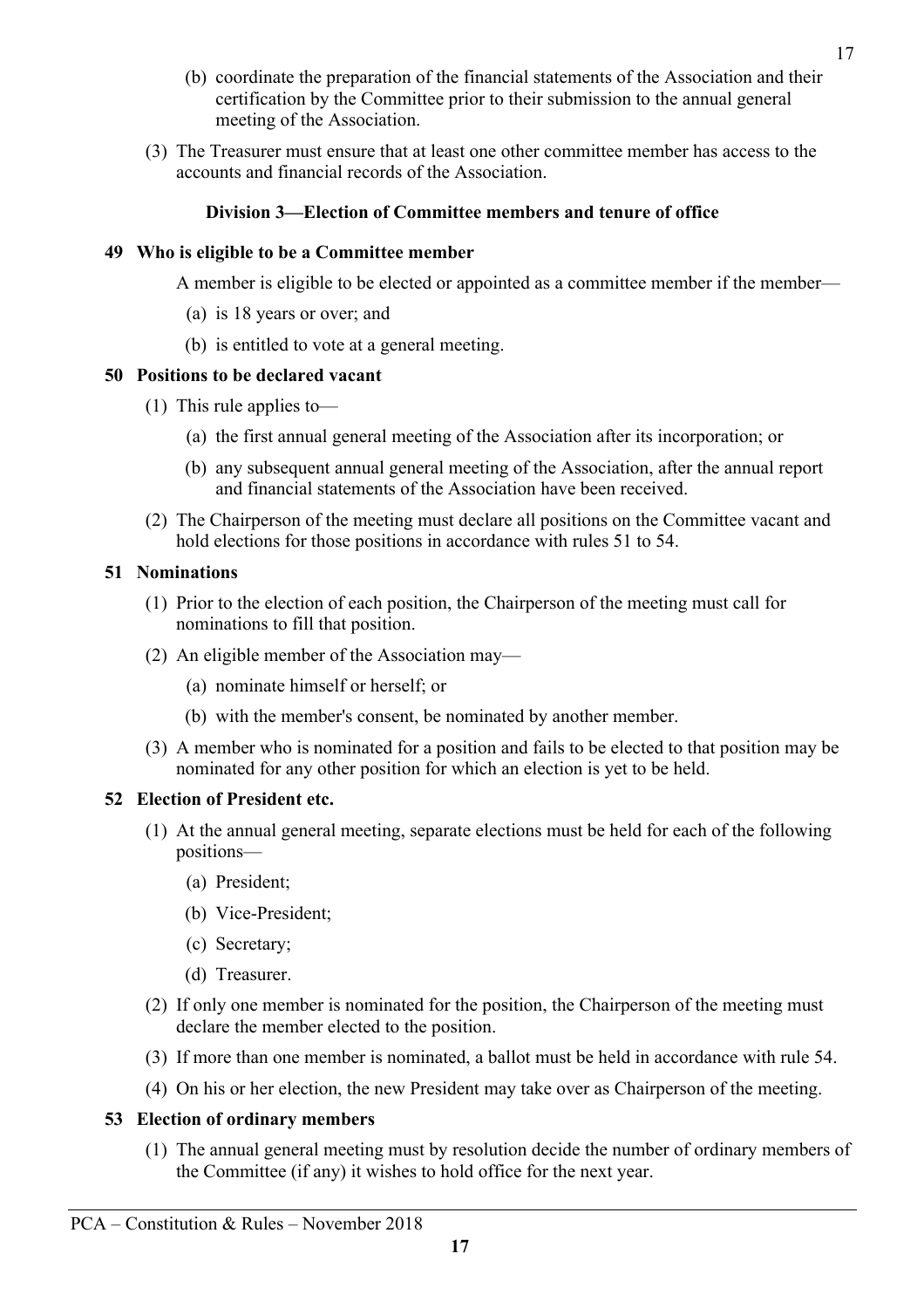(b) coordinate the preparation of the financial statements of the Association and their certification by the Committee prior to their submission to the annual general meeting of the Association.

(3) The Treasurer must ensure that at least one other committee member has access to the accounts and financial records of the Association.

### Division 3—Election of Committee members and tenure of office

#### 49 Who is eligible to be a Committee member

A member is eligible to be elected or appointed as a committee member if the member—

(a) is 18 years or over; and

(b) is entitled to vote at a general meeting.

#### 50 Positions to be declared vacant

(1) This rule applies to—

(a) the first annual general meeting of the Association after its incorporation; or

(b) any subsequent annual general meeting of the Association, after the annual report and financial statements of the Association have been received.

(2) The Chairperson of the meeting must declare all positions on the Committee vacant and hold elections for those positions in accordance with rules 51 to 54.

#### 51 Nominations

(1) Prior to the election of each position, the Chairperson of the meeting must call for nominations to fill that position.

(2) An eligible member of the Association may—

(a) nominate himself or herself; or

(b) with the member's consent, be nominated by another member.

(3) A member who is nominated for a position and fails to be elected to that position may be nominated for any other position for which an election is yet to be held.

#### 52 Election of President etc.

(1) At the annual general meeting, separate elections must be held for each of the following positions—

(a) President;

(b) Vice-President;

(c) Secretary;

(d) Treasurer.

(2) If only one member is nominated for the position, the Chairperson of the meeting must declare the member elected to the position.

(3) If more than one member is nominated, a ballot must be held in accordance with rule 54.

(4) On his or her election, the new President may take over as Chairperson of the meeting.

#### 53 Election of ordinary members

(1) The annual general meeting must by resolution decide the number of ordinary members of the Committee (if any) it wishes to hold office for the next year.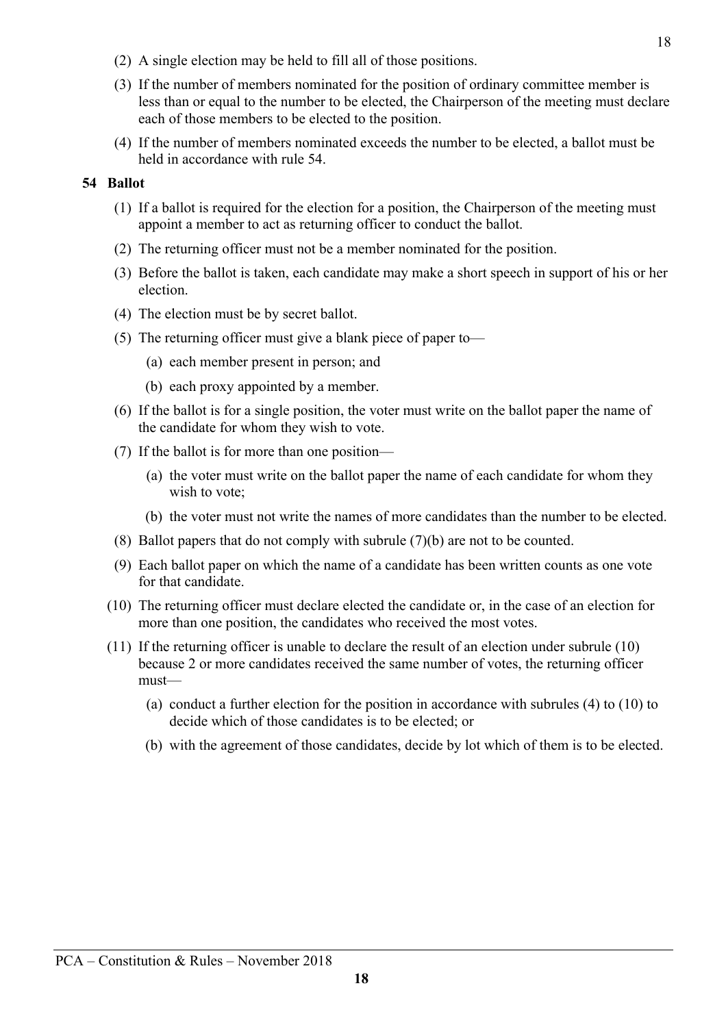(2) A single election may be held to fill all of those positions.

(3) If the number of members nominated for the position of ordinary committee member is less than or equal to the number to be elected, the Chairperson of the meeting must declare each of those members to be elected to the position.

(4) If the number of members nominated exceeds the number to be elected, a ballot must be held in accordance with rule 54.

**54 Ballot**

(1) If a ballot is required for the election for a position, the Chairperson of the meeting must appoint a member to act as returning officer to conduct the ballot.

(2) The returning officer must not be a member nominated for the position.

(3) Before the ballot is taken, each candidate may make a short speech in support of his or her election.

(4) The election must be by secret ballot.

(5) The returning officer must give a blank piece of paper to—

(a) each member present in person; and

(b) each proxy appointed by a member.

(6) If the ballot is for a single position, the voter must write on the ballot paper the name of the candidate for whom they wish to vote.

(7) If the ballot is for more than one position—

(a) the voter must write on the ballot paper the name of each candidate for whom they wish to vote;

(b) the voter must not write the names of more candidates than the number to be elected.

(8) Ballot papers that do not comply with subrule (7)(b) are not to be counted.

(9) Each ballot paper on which the name of a candidate has been written counts as one vote for that candidate.

(10) The returning officer must declare elected the candidate or, in the case of an election for more than one position, the candidates who received the most votes.

(11) If the returning officer is unable to declare the result of an election under subrule (10) because 2 or more candidates received the same number of votes, the returning officer must—

(a) conduct a further election for the position in accordance with subrules (4) to (10) to decide which of those candidates is to be elected; or

(b) with the agreement of those candidates, decide by lot which of them is to be elected.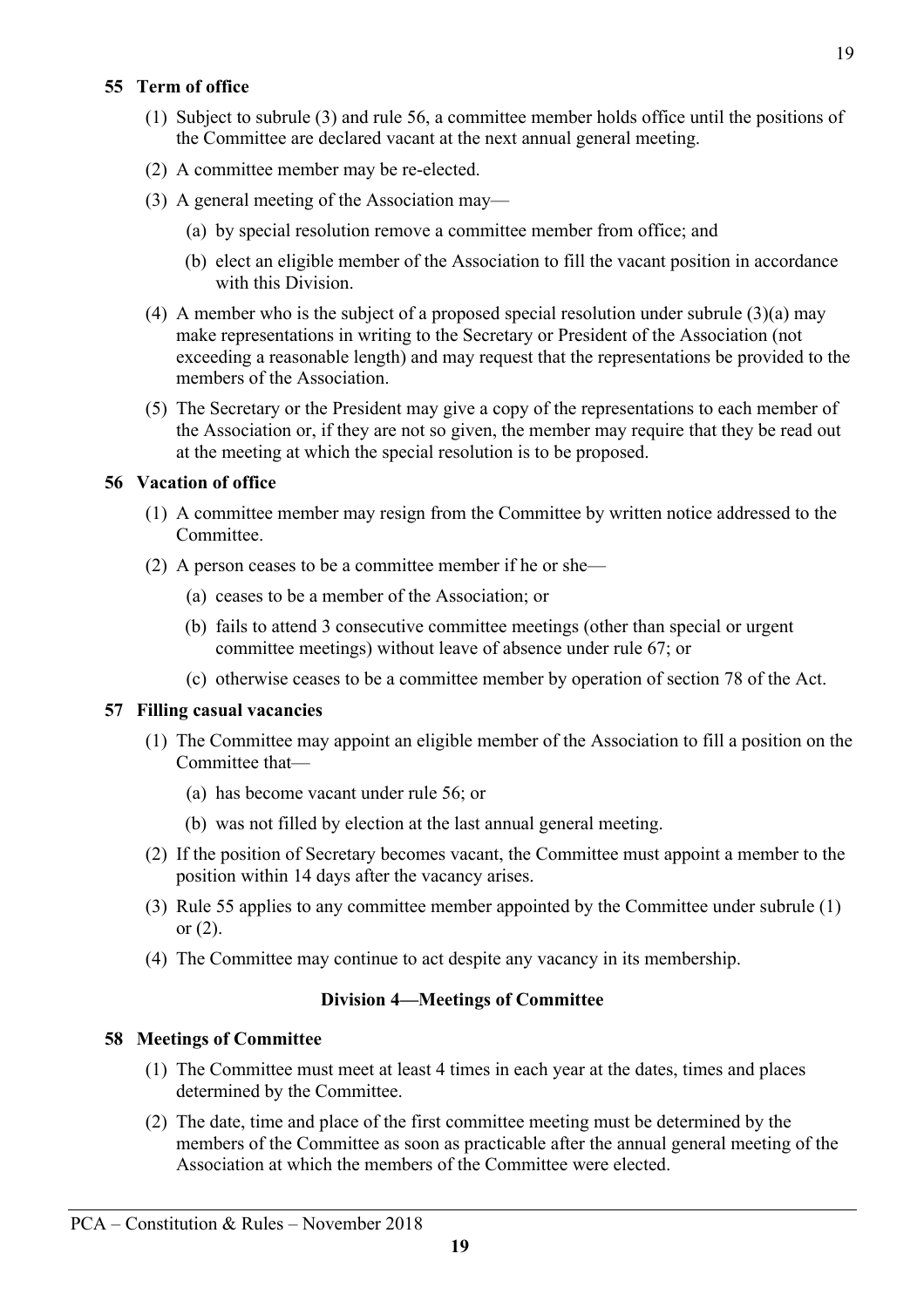### 55 Term of office

(1) Subject to subrule (3) and rule 56, a committee member holds office until the positions of the Committee are declared vacant at the next annual general meeting.

(2) A committee member may be re-elected.

(3) A general meeting of the Association may—

(a) by special resolution remove a committee member from office; and

(b) elect an eligible member of the Association to fill the vacant position in accordance with this Division.

(4) A member who is the subject of a proposed special resolution under subrule (3)(a) may make representations in writing to the Secretary or President of the Association (not exceeding a reasonable length) and may request that the representations be provided to the members of the Association.

(5) The Secretary or the President may give a copy of the representations to each member of the Association or, if they are not so given, the member may require that they be read out at the meeting at which the special resolution is to be proposed.

### 56 Vacation of office

(1) A committee member may resign from the Committee by written notice addressed to the Committee.

(2) A person ceases to be a committee member if he or she—

(a) ceases to be a member of the Association; or

(b) fails to attend 3 consecutive committee meetings (other than special or urgent committee meetings) without leave of absence under rule 67; or

(c) otherwise ceases to be a committee member by operation of section 78 of the Act.

### 57 Filling casual vacancies

(1) The Committee may appoint an eligible member of the Association to fill a position on the Committee that—

(a) has become vacant under rule 56; or

(b) was not filled by election at the last annual general meeting.

(2) If the position of Secretary becomes vacant, the Committee must appoint a member to the position within 14 days after the vacancy arises.

(3) Rule 55 applies to any committee member appointed by the Committee under subrule (1) or (2).

(4) The Committee may continue to act despite any vacancy in its membership.

## Division 4—Meetings of Committee

### 58 Meetings of Committee

(1) The Committee must meet at least 4 times in each year at the dates, times and places determined by the Committee.

(2) The date, time and place of the first committee meeting must be determined by the members of the Committee as soon as practicable after the annual general meeting of the Association at which the members of the Committee were elected.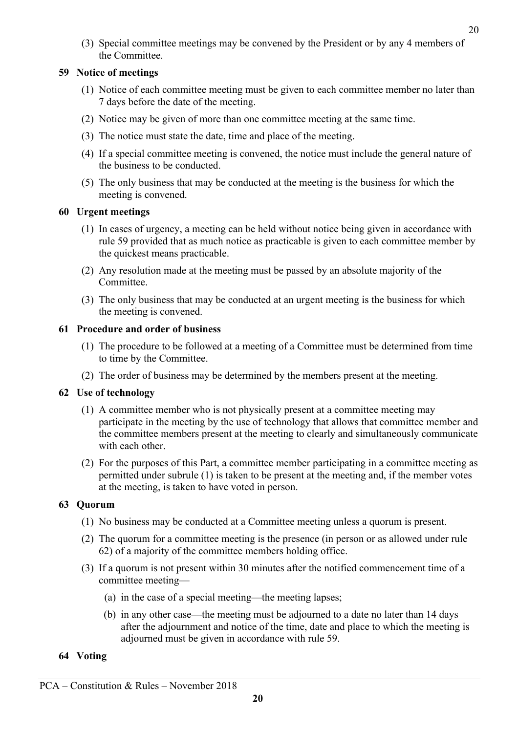(3) Special committee meetings may be convened by the President or by any 4 members of the Committee.

### 59 Notice of meetings

(1) Notice of each committee meeting must be given to each committee member no later than 7 days before the date of the meeting.

(2) Notice may be given of more than one committee meeting at the same time.

(3) The notice must state the date, time and place of the meeting.

(4) If a special committee meeting is convened, the notice must include the general nature of the business to be conducted.

(5) The only business that may be conducted at the meeting is the business for which the meeting is convened.

### 60 Urgent meetings

(1) In cases of urgency, a meeting can be held without notice being given in accordance with rule 59 provided that as much notice as practicable is given to each committee member by the quickest means practicable.

(2) Any resolution made at the meeting must be passed by an absolute majority of the Committee.

(3) The only business that may be conducted at an urgent meeting is the business for which the meeting is convened.

### 61 Procedure and order of business

(1) The procedure to be followed at a meeting of a Committee must be determined from time to time by the Committee.

(2) The order of business may be determined by the members present at the meeting.

### 62 Use of technology

(1) A committee member who is not physically present at a committee meeting may participate in the meeting by the use of technology that allows that committee member and the committee members present at the meeting to clearly and simultaneously communicate with each other.

(2) For the purposes of this Part, a committee member participating in a committee meeting as permitted under subrule (1) is taken to be present at the meeting and, if the member votes at the meeting, is taken to have voted in person.

### 63 Quorum

(1) No business may be conducted at a Committee meeting unless a quorum is present.

(2) The quorum for a committee meeting is the presence (in person or as allowed under rule 62) of a majority of the committee members holding office.

(3) If a quorum is not present within 30 minutes after the notified commencement time of a committee meeting—

(a) in the case of a special meeting—the meeting lapses;

(b) in any other case—the meeting must be adjourned to a date no later than 14 days after the adjournment and notice of the time, date and place to which the meeting is adjourned must be given in accordance with rule 59.

### 64 Voting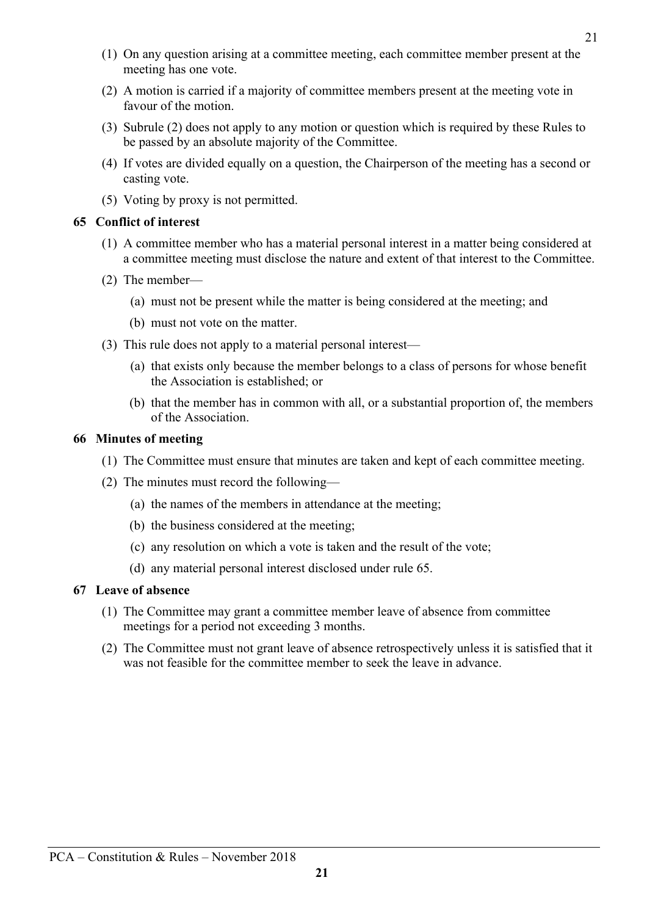(1) On any question arising at a committee meeting, each committee member present at the meeting has one vote.

(2) A motion is carried if a majority of committee members present at the meeting vote in favour of the motion.

(3) Subrule (2) does not apply to any motion or question which is required by these Rules to be passed by an absolute majority of the Committee.

(4) If votes are divided equally on a question, the Chairperson of the meeting has a second or casting vote.

(5) Voting by proxy is not permitted.

### 65 Conflict of interest

(1) A committee member who has a material personal interest in a matter being considered at a committee meeting must disclose the nature and extent of that interest to the Committee.

(2) The member—

(a) must not be present while the matter is being considered at the meeting; and

(b) must not vote on the matter.

(3) This rule does not apply to a material personal interest—

(a) that exists only because the member belongs to a class of persons for whose benefit the Association is established; or

(b) that the member has in common with all, or a substantial proportion of, the members of the Association.

### 66 Minutes of meeting

(1) The Committee must ensure that minutes are taken and kept of each committee meeting.

(2) The minutes must record the following—

(a) the names of the members in attendance at the meeting;

(b) the business considered at the meeting;

(c) any resolution on which a vote is taken and the result of the vote;

(d) any material personal interest disclosed under rule 65.

### 67 Leave of absence

(1) The Committee may grant a committee member leave of absence from committee meetings for a period not exceeding 3 months.

(2) The Committee must not grant leave of absence retrospectively unless it is satisfied that it was not feasible for the committee member to seek the leave in advance.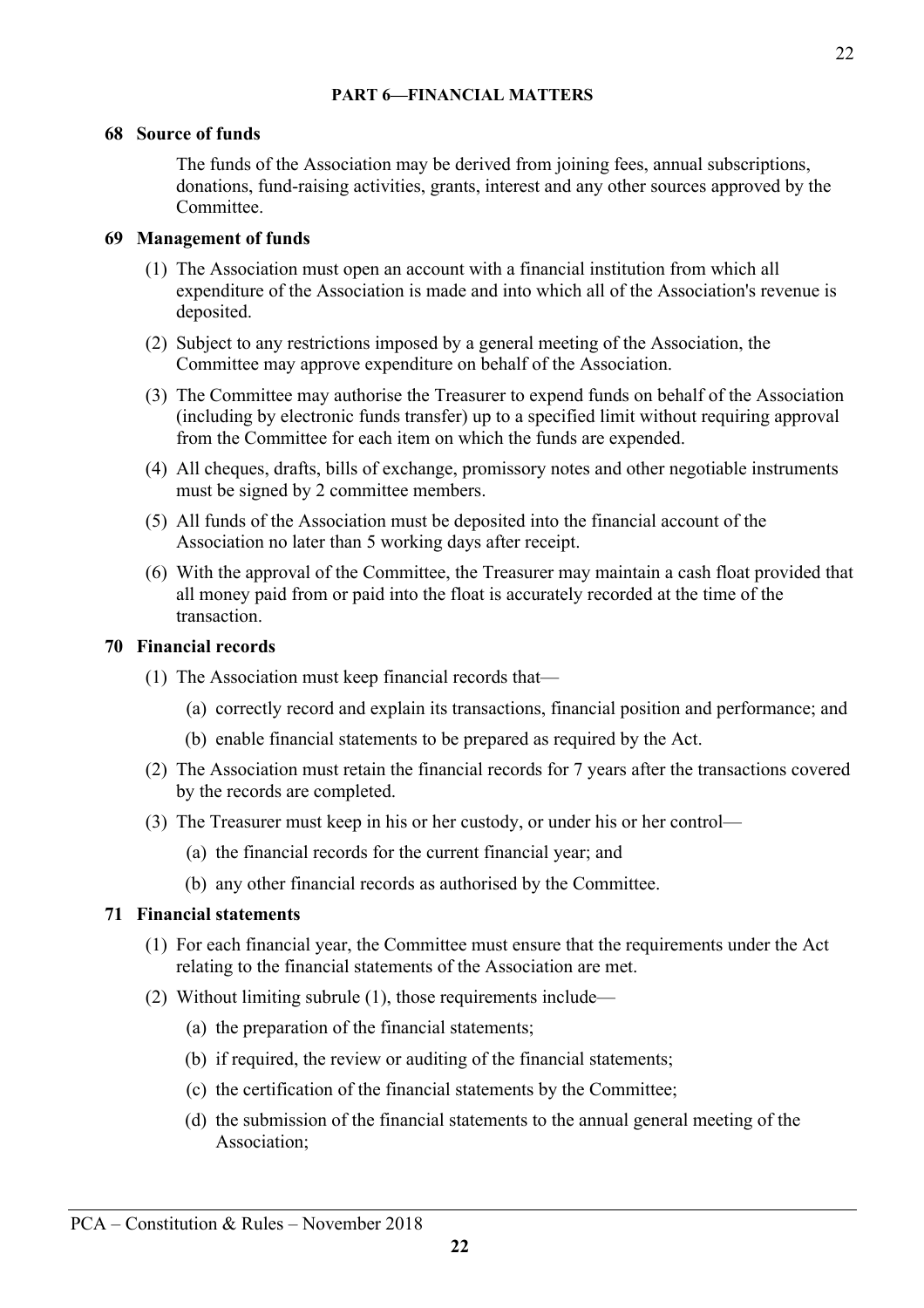## PART 6—FINANCIAL MATTERS

### 68 Source of funds

The funds of the Association may be derived from joining fees, annual subscriptions, donations, fund-raising activities, grants, interest and any other sources approved by the Committee.

### 69 Management of funds

(1) The Association must open an account with a financial institution from which all expenditure of the Association is made and into which all of the Association's revenue is deposited.

(2) Subject to any restrictions imposed by a general meeting of the Association, the Committee may approve expenditure on behalf of the Association.

(3) The Committee may authorise the Treasurer to expend funds on behalf of the Association (including by electronic funds transfer) up to a specified limit without requiring approval from the Committee for each item on which the funds are expended.

(4) All cheques, drafts, bills of exchange, promissory notes and other negotiable instruments must be signed by 2 committee members.

(5) All funds of the Association must be deposited into the financial account of the Association no later than 5 working days after receipt.

(6) With the approval of the Committee, the Treasurer may maintain a cash float provided that all money paid from or paid into the float is accurately recorded at the time of the transaction.

### 70 Financial records

(1) The Association must keep financial records that—

(a) correctly record and explain its transactions, financial position and performance; and

(b) enable financial statements to be prepared as required by the Act.

(2) The Association must retain the financial records for 7 years after the transactions covered by the records are completed.

(3) The Treasurer must keep in his or her custody, or under his or her control—

(a) the financial records for the current financial year; and

(b) any other financial records as authorised by the Committee.

### 71 Financial statements

(1) For each financial year, the Committee must ensure that the requirements under the Act relating to the financial statements of the Association are met.

(2) Without limiting subrule (1), those requirements include—

(a) the preparation of the financial statements;

(b) if required, the review or auditing of the financial statements;

(c) the certification of the financial statements by the Committee;

(d) the submission of the financial statements to the annual general meeting of the Association;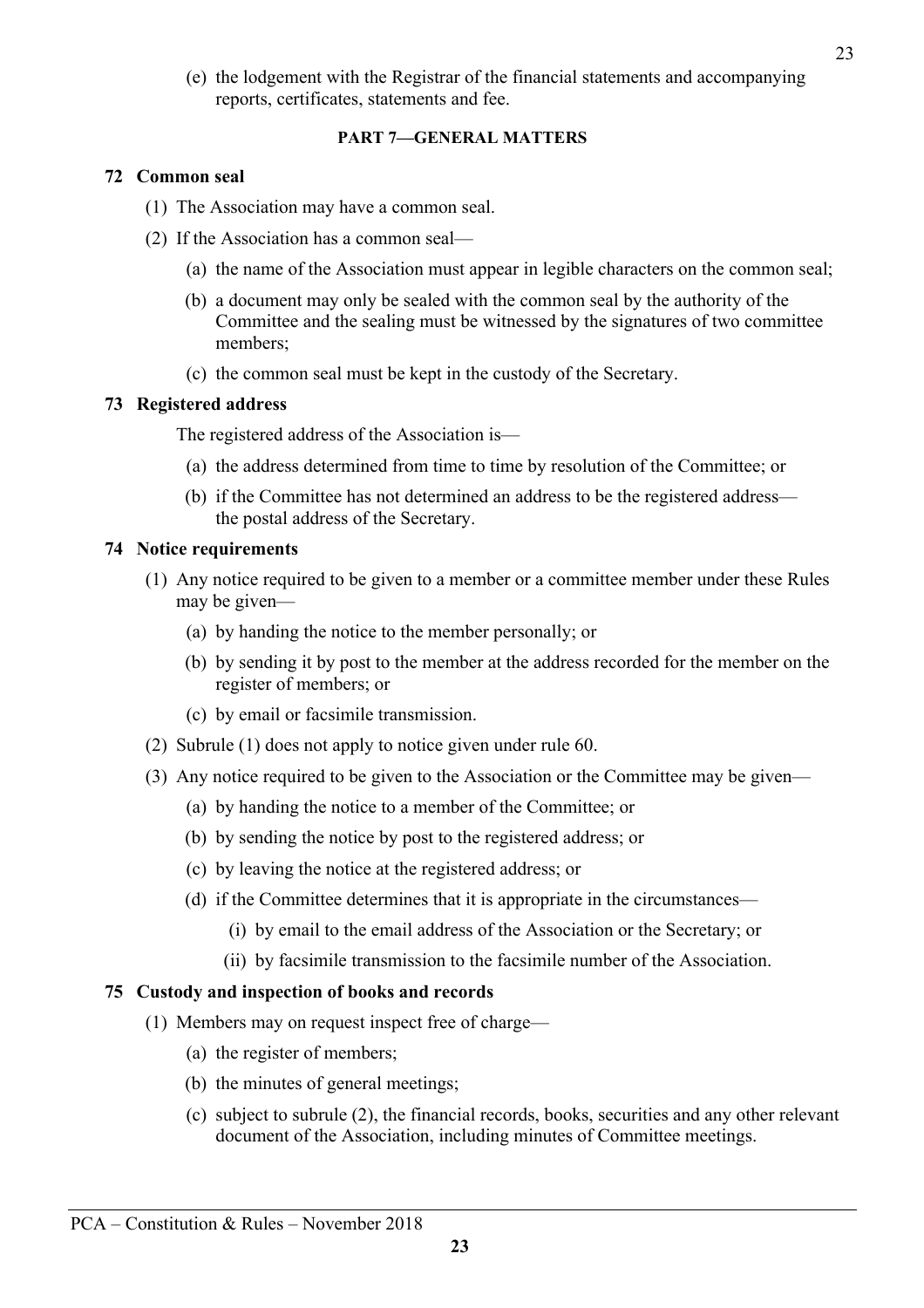(e) the lodgement with the Registrar of the financial statements and accompanying reports, certificates, statements and fee.

## PART 7—GENERAL MATTERS

### 72 Common seal

(1) The Association may have a common seal.

(2) If the Association has a common seal—

(a) the name of the Association must appear in legible characters on the common seal;

(b) a document may only be sealed with the common seal by the authority of the Committee and the sealing must be witnessed by the signatures of two committee members;

(c) the common seal must be kept in the custody of the Secretary.

### 73 Registered address

The registered address of the Association is—

(a) the address determined from time to time by resolution of the Committee; or

(b) if the Committee has not determined an address to be the registered address— the postal address of the Secretary.

### 74 Notice requirements

(1) Any notice required to be given to a member or a committee member under these Rules may be given—

(a) by handing the notice to the member personally; or

(b) by sending it by post to the member at the address recorded for the member on the register of members; or

(c) by email or facsimile transmission.

(2) Subrule (1) does not apply to notice given under rule 60.

(3) Any notice required to be given to the Association or the Committee may be given—

(a) by handing the notice to a member of the Committee; or

(b) by sending the notice by post to the registered address; or

(c) by leaving the notice at the registered address; or

(d) if the Committee determines that it is appropriate in the circumstances—

(i) by email to the email address of the Association or the Secretary; or

(ii) by facsimile transmission to the facsimile number of the Association.

### 75 Custody and inspection of books and records

(1) Members may on request inspect free of charge—

(a) the register of members;

(b) the minutes of general meetings;

(c) subject to subrule (2), the financial records, books, securities and any other relevant document of the Association, including minutes of Committee meetings.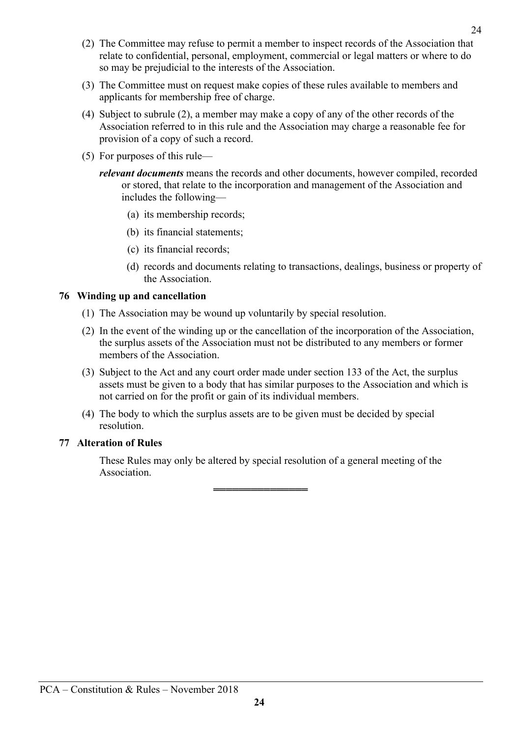(2) The Committee may refuse to permit a member to inspect records of the Association that relate to confidential, personal, employment, commercial or legal matters or where to do so may be prejudicial to the interests of the Association.

(3) The Committee must on request make copies of these rules available to members and applicants for membership free of charge.

(4) Subject to subrule (2), a member may make a copy of any of the other records of the Association referred to in this rule and the Association may charge a reasonable fee for provision of a copy of such a record.

(5) For purposes of this rule—

***relevant documents*** means the records and other documents, however compiled, recorded or stored, that relate to the incorporation and management of the Association and includes the following—

(a) its membership records;

(b) its financial statements;

(c) its financial records;

(d) records and documents relating to transactions, dealings, business or property of the Association.

**76 Winding up and cancellation**

(1) The Association may be wound up voluntarily by special resolution.

(2) In the event of the winding up or the cancellation of the incorporation of the Association, the surplus assets of the Association must not be distributed to any members or former members of the Association.

(3) Subject to the Act and any court order made under section 133 of the Act, the surplus assets must be given to a body that has similar purposes to the Association and which is not carried on for the profit or gain of its individual members.

(4) The body to which the surplus assets are to be given must be decided by special resolution.

**77 Alteration of Rules**

These Rules may only be altered by special resolution of a general meeting of the Association.

═══════════════